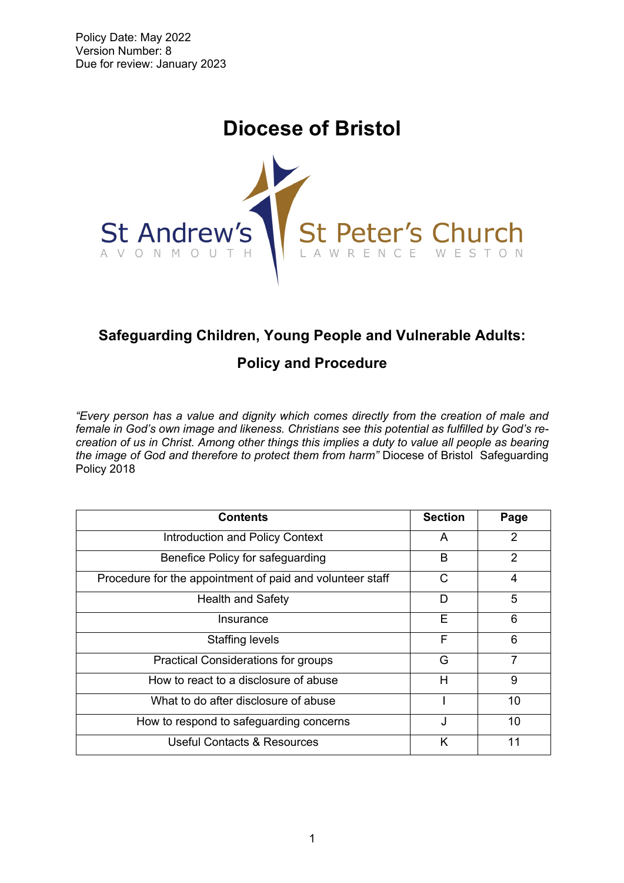Policy Date: May 2022
Version Number: 8
Due for review: January 2023

# Diocese of Bristol

St Andrew's
AVONMOUTH

St Peter's Church
LAWRENCE WESTON

## Safeguarding Children, Young People and Vulnerable Adults:

## Policy and Procedure

*"Every person has a value and dignity which comes directly from the creation of male and female in God's own image and likeness. Christians see this potential as fulfilled by God's re-creation of us in Christ. Among other things this implies a duty to value all people as bearing the image of God and therefore to protect them from harm"* Diocese of Bristol Safeguarding Policy 2018

| Contents | Section | Page |
|---|---|---|
| Introduction and Policy Context | A | 2 |
| Benefice Policy for safeguarding | B | 2 |
| Procedure for the appointment of paid and volunteer staff | C | 4 |
| Health and Safety | D | 5 |
| Insurance | E | 6 |
| Staffing levels | F | 6 |
| Practical Considerations for groups | G | 7 |
| How to react to a disclosure of abuse | H | 9 |
| What to do after disclosure of abuse | I | 10 |
| How to respond to safeguarding concerns | J | 10 |
| Useful Contacts & Resources | K | 11 |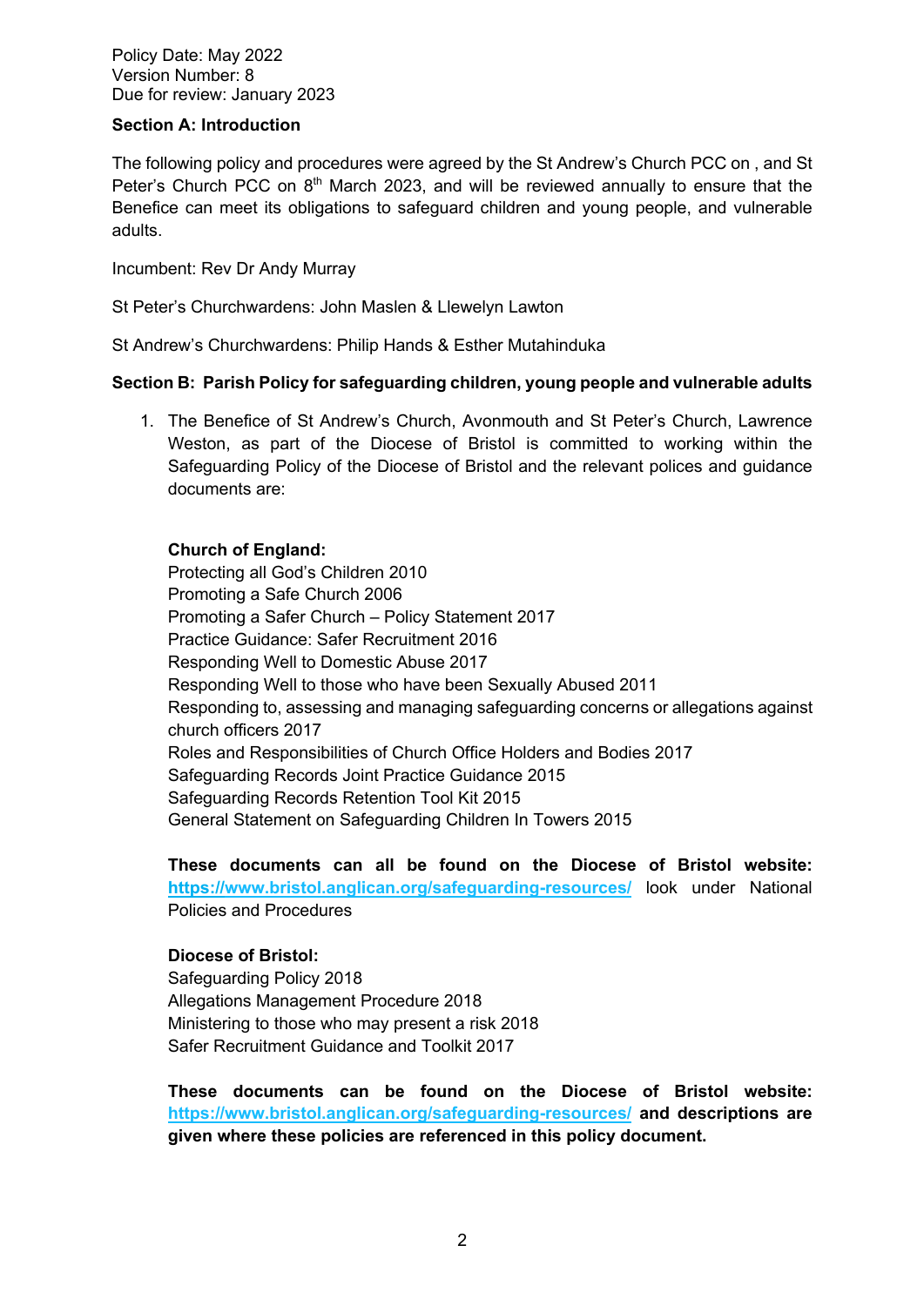Policy Date: May 2022
Version Number: 8
Due for review: January 2023

**Section A: Introduction**

The following policy and procedures were agreed by the St Andrew's Church PCC on , and St Peter's Church PCC on 8th March 2023, and will be reviewed annually to ensure that the Benefice can meet its obligations to safeguard children and young people, and vulnerable adults.

Incumbent: Rev Dr Andy Murray

St Peter's Churchwardens: John Maslen & Llewelyn Lawton

St Andrew's Churchwardens: Philip Hands & Esther Mutahinduka

**Section B: Parish Policy for safeguarding children, young people and vulnerable adults**

1. The Benefice of St Andrew's Church, Avonmouth and St Peter's Church, Lawrence Weston, as part of the Diocese of Bristol is committed to working within the Safeguarding Policy of the Diocese of Bristol and the relevant polices and guidance documents are:

   **Church of England:**
   Protecting all God's Children 2010
   Promoting a Safe Church 2006
   Promoting a Safer Church – Policy Statement 2017
   Practice Guidance: Safer Recruitment 2016
   Responding Well to Domestic Abuse 2017
   Responding Well to those who have been Sexually Abused 2011
   Responding to, assessing and managing safeguarding concerns or allegations against church officers 2017
   Roles and Responsibilities of Church Office Holders and Bodies 2017
   Safeguarding Records Joint Practice Guidance 2015
   Safeguarding Records Retention Tool Kit 2015
   General Statement on Safeguarding Children In Towers 2015

   **These documents can all be found on the Diocese of Bristol website: https://www.bristol.anglican.org/safeguarding-resources/** look under National Policies and Procedures

   **Diocese of Bristol:**
   Safeguarding Policy 2018
   Allegations Management Procedure 2018
   Ministering to those who may present a risk 2018
   Safer Recruitment Guidance and Toolkit 2017

   **These documents can be found on the Diocese of Bristol website: https://www.bristol.anglican.org/safeguarding-resources/ and descriptions are given where these policies are referenced in this policy document.**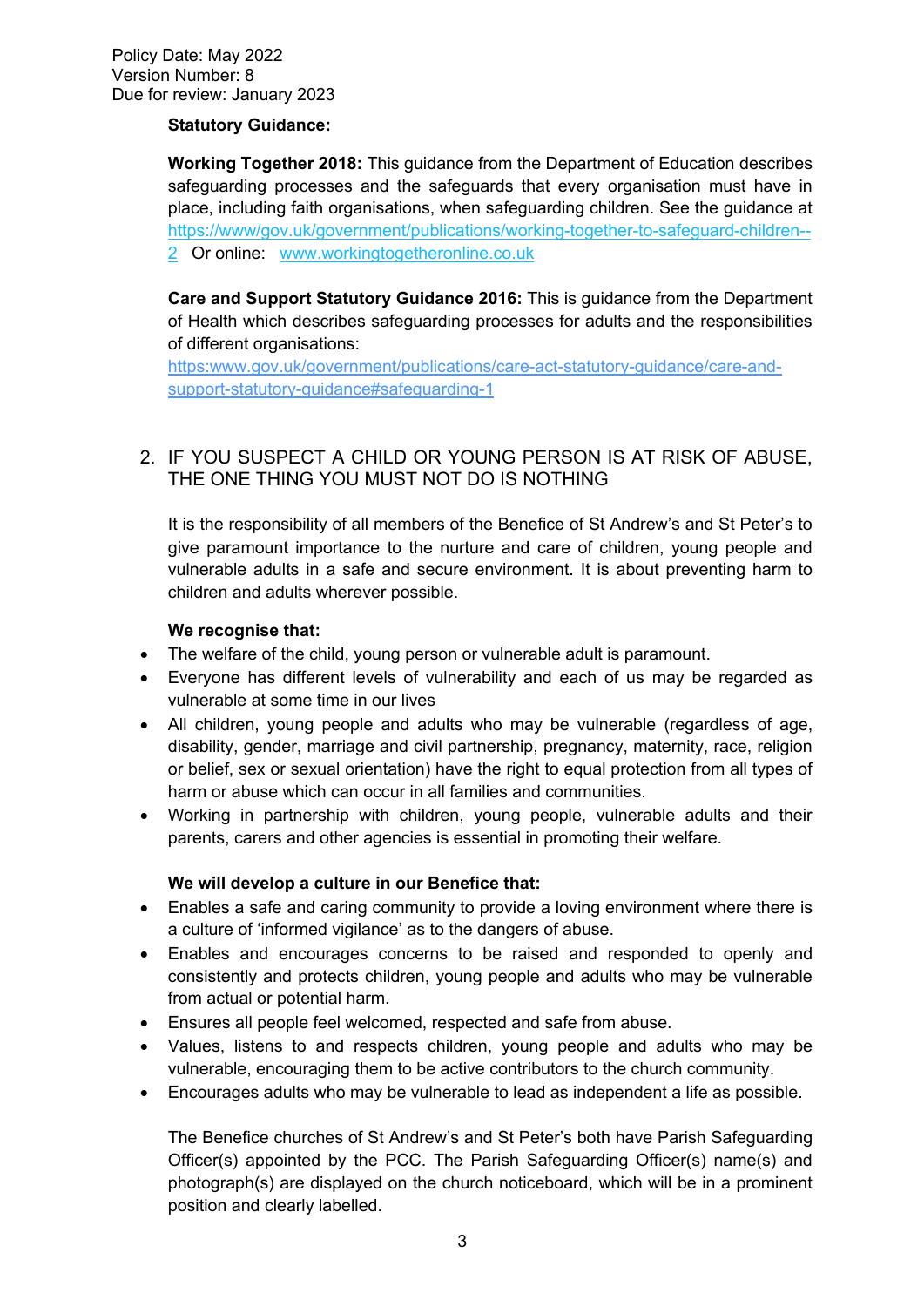**Statutory Guidance:**

**Working Together 2018:** This guidance from the Department of Education describes safeguarding processes and the safeguards that every organisation must have in place, including faith organisations, when safeguarding children. See the guidance at https://www/gov.uk/government/publications/working-together-to-safeguard-children--2 Or online: www.workingtogetheronline.co.uk

**Care and Support Statutory Guidance 2016:** This is guidance from the Department of Health which describes safeguarding processes for adults and the responsibilities of different organisations:
https:www.gov.uk/government/publications/care-act-statutory-guidance/care-and-support-statutory-guidance#safeguarding-1

## 2. IF YOU SUSPECT A CHILD OR YOUNG PERSON IS AT RISK OF ABUSE, THE ONE THING YOU MUST NOT DO IS NOTHING

It is the responsibility of all members of the Benefice of St Andrew's and St Peter's to give paramount importance to the nurture and care of children, young people and vulnerable adults in a safe and secure environment. It is about preventing harm to children and adults wherever possible.

**We recognise that:**

- The welfare of the child, young person or vulnerable adult is paramount.
- Everyone has different levels of vulnerability and each of us may be regarded as vulnerable at some time in our lives
- All children, young people and adults who may be vulnerable (regardless of age, disability, gender, marriage and civil partnership, pregnancy, maternity, race, religion or belief, sex or sexual orientation) have the right to equal protection from all types of harm or abuse which can occur in all families and communities.
- Working in partnership with children, young people, vulnerable adults and their parents, carers and other agencies is essential in promoting their welfare.

**We will develop a culture in our Benefice that:**

- Enables a safe and caring community to provide a loving environment where there is a culture of 'informed vigilance' as to the dangers of abuse.
- Enables and encourages concerns to be raised and responded to openly and consistently and protects children, young people and adults who may be vulnerable from actual or potential harm.
- Ensures all people feel welcomed, respected and safe from abuse.
- Values, listens to and respects children, young people and adults who may be vulnerable, encouraging them to be active contributors to the church community.
- Encourages adults who may be vulnerable to lead as independent a life as possible.

The Benefice churches of St Andrew's and St Peter's both have Parish Safeguarding Officer(s) appointed by the PCC. The Parish Safeguarding Officer(s) name(s) and photograph(s) are displayed on the church noticeboard, which will be in a prominent position and clearly labelled.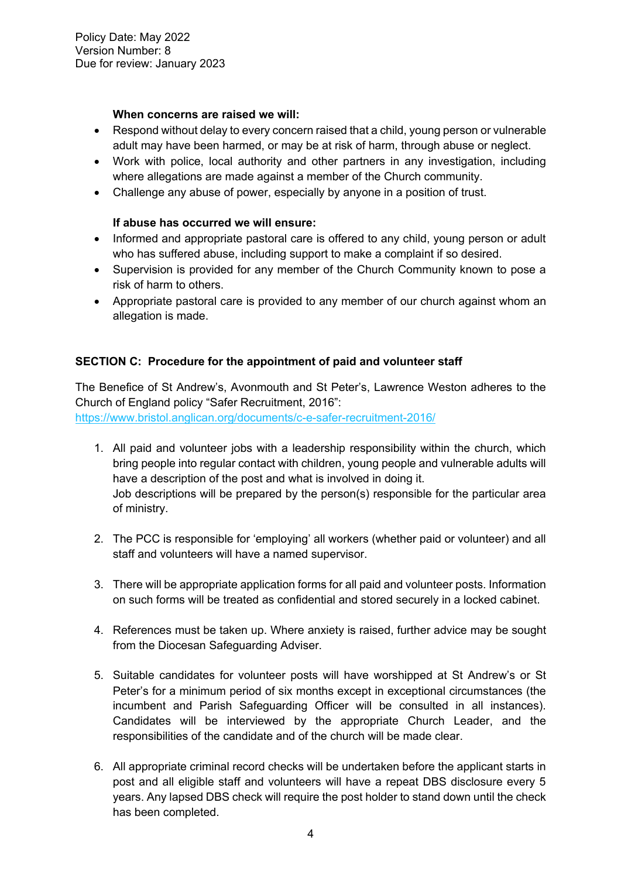Policy Date: May 2022
Version Number: 8
Due for review: January 2023

**When concerns are raised we will:**

- Respond without delay to every concern raised that a child, young person or vulnerable adult may have been harmed, or may be at risk of harm, through abuse or neglect.
- Work with police, local authority and other partners in any investigation, including where allegations are made against a member of the Church community.
- Challenge any abuse of power, especially by anyone in a position of trust.

**If abuse has occurred we will ensure:**

- Informed and appropriate pastoral care is offered to any child, young person or adult who has suffered abuse, including support to make a complaint if so desired.
- Supervision is provided for any member of the Church Community known to pose a risk of harm to others.
- Appropriate pastoral care is provided to any member of our church against whom an allegation is made.

## SECTION C: Procedure for the appointment of paid and volunteer staff

The Benefice of St Andrew's, Avonmouth and St Peter's, Lawrence Weston adheres to the Church of England policy "Safer Recruitment, 2016":
https://www.bristol.anglican.org/documents/c-e-safer-recruitment-2016/

1. All paid and volunteer jobs with a leadership responsibility within the church, which bring people into regular contact with children, young people and vulnerable adults will have a description of the post and what is involved in doing it.
   Job descriptions will be prepared by the person(s) responsible for the particular area of ministry.

2. The PCC is responsible for 'employing' all workers (whether paid or volunteer) and all staff and volunteers will have a named supervisor.

3. There will be appropriate application forms for all paid and volunteer posts. Information on such forms will be treated as confidential and stored securely in a locked cabinet.

4. References must be taken up. Where anxiety is raised, further advice may be sought from the Diocesan Safeguarding Adviser.

5. Suitable candidates for volunteer posts will have worshipped at St Andrew's or St Peter's for a minimum period of six months except in exceptional circumstances (the incumbent and Parish Safeguarding Officer will be consulted in all instances). Candidates will be interviewed by the appropriate Church Leader, and the responsibilities of the candidate and of the church will be made clear.

6. All appropriate criminal record checks will be undertaken before the applicant starts in post and all eligible staff and volunteers will have a repeat DBS disclosure every 5 years. Any lapsed DBS check will require the post holder to stand down until the check has been completed.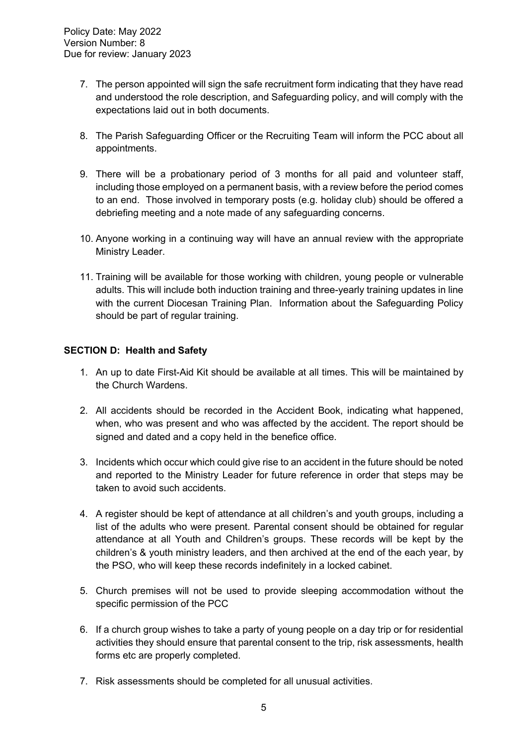7. The person appointed will sign the safe recruitment form indicating that they have read and understood the role description, and Safeguarding policy, and will comply with the expectations laid out in both documents.

8. The Parish Safeguarding Officer or the Recruiting Team will inform the PCC about all appointments.

9. There will be a probationary period of 3 months for all paid and volunteer staff, including those employed on a permanent basis, with a review before the period comes to an end. Those involved in temporary posts (e.g. holiday club) should be offered a debriefing meeting and a note made of any safeguarding concerns.

10. Anyone working in a continuing way will have an annual review with the appropriate Ministry Leader.

11. Training will be available for those working with children, young people or vulnerable adults. This will include both induction training and three-yearly training updates in line with the current Diocesan Training Plan. Information about the Safeguarding Policy should be part of regular training.

**SECTION D: Health and Safety**

1. An up to date First-Aid Kit should be available at all times. This will be maintained by the Church Wardens.

2. All accidents should be recorded in the Accident Book, indicating what happened, when, who was present and who was affected by the accident. The report should be signed and dated and a copy held in the benefice office.

3. Incidents which occur which could give rise to an accident in the future should be noted and reported to the Ministry Leader for future reference in order that steps may be taken to avoid such accidents.

4. A register should be kept of attendance at all children's and youth groups, including a list of the adults who were present. Parental consent should be obtained for regular attendance at all Youth and Children's groups. These records will be kept by the children's & youth ministry leaders, and then archived at the end of the each year, by the PSO, who will keep these records indefinitely in a locked cabinet.

5. Church premises will not be used to provide sleeping accommodation without the specific permission of the PCC

6. If a church group wishes to take a party of young people on a day trip or for residential activities they should ensure that parental consent to the trip, risk assessments, health forms etc are properly completed.

7. Risk assessments should be completed for all unusual activities.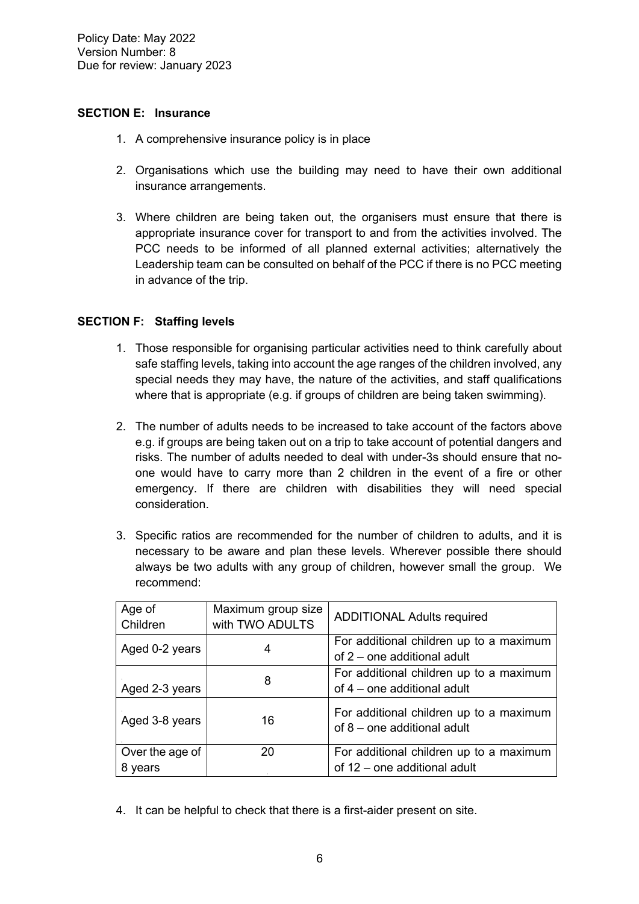Policy Date: May 2022
Version Number: 8
Due for review: January 2023

**SECTION E: Insurance**

1. A comprehensive insurance policy is in place

2. Organisations which use the building may need to have their own additional insurance arrangements.

3. Where children are being taken out, the organisers must ensure that there is appropriate insurance cover for transport to and from the activities involved. The PCC needs to be informed of all planned external activities; alternatively the Leadership team can be consulted on behalf of the PCC if there is no PCC meeting in advance of the trip.

**SECTION F: Staffing levels**

1. Those responsible for organising particular activities need to think carefully about safe staffing levels, taking into account the age ranges of the children involved, any special needs they may have, the nature of the activities, and staff qualifications where that is appropriate (e.g. if groups of children are being taken swimming).

2. The number of adults needs to be increased to take account of the factors above e.g. if groups are being taken out on a trip to take account of potential dangers and risks. The number of adults needed to deal with under-3s should ensure that no-one would have to carry more than 2 children in the event of a fire or other emergency. If there are children with disabilities they will need special consideration.

3. Specific ratios are recommended for the number of children to adults, and it is necessary to be aware and plan these levels. Wherever possible there should always be two adults with any group of children, however small the group. We recommend:

| Age of Children | Maximum group size with TWO ADULTS | ADDITIONAL Adults required |
|---|---|---|
| Aged 0-2 years | 4 | For additional children up to a maximum of 2 – one additional adult |
| Aged 2-3 years | 8 | For additional children up to a maximum of 4 – one additional adult |
| Aged 3-8 years | 16 | For additional children up to a maximum of 8 – one additional adult |
| Over the age of 8 years | 20 | For additional children up to a maximum of 12 – one additional adult |

4. It can be helpful to check that there is a first-aider present on site.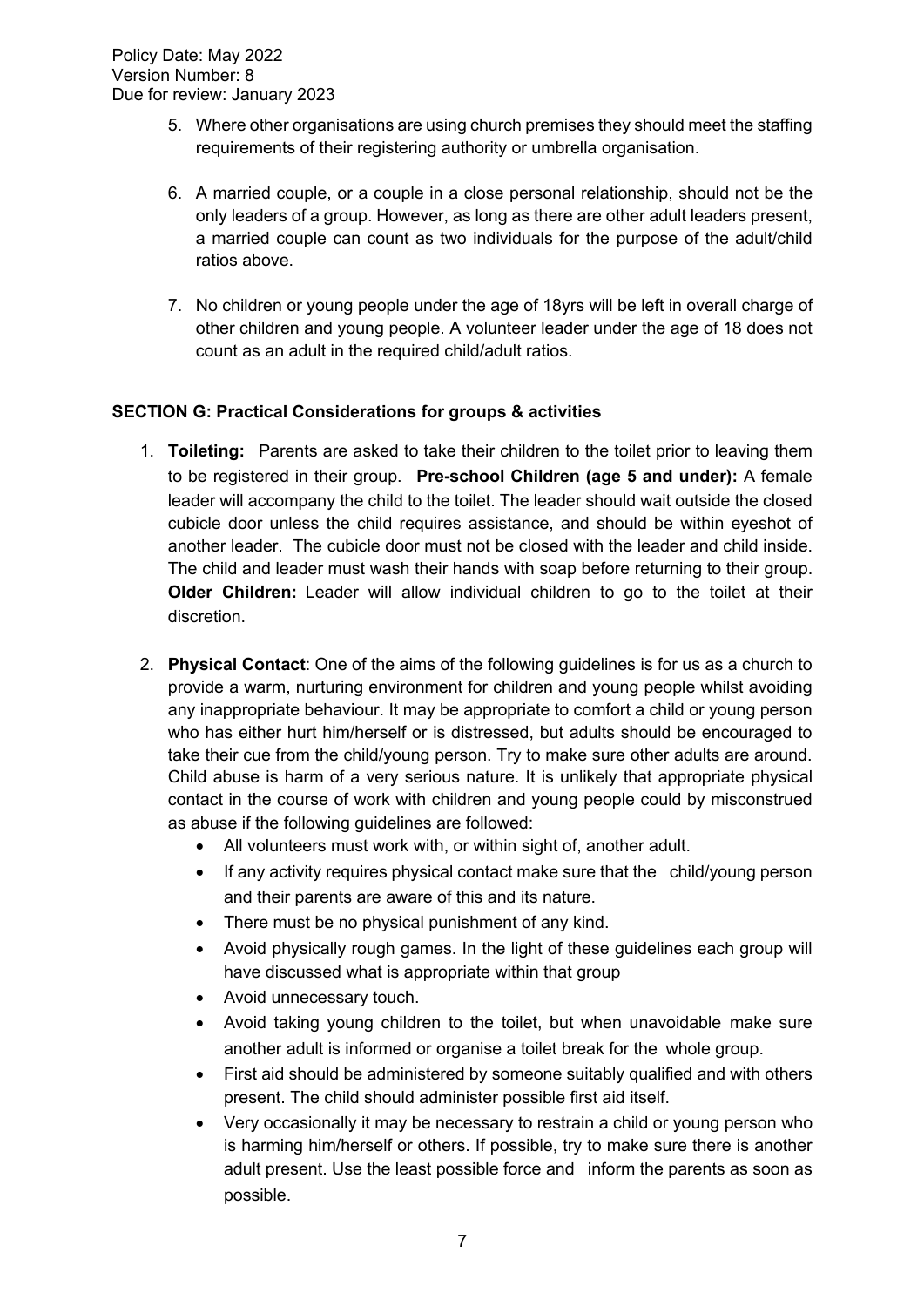5. Where other organisations are using church premises they should meet the staffing requirements of their registering authority or umbrella organisation.

6. A married couple, or a couple in a close personal relationship, should not be the only leaders of a group. However, as long as there are other adult leaders present, a married couple can count as two individuals for the purpose of the adult/child ratios above.

7. No children or young people under the age of 18yrs will be left in overall charge of other children and young people. A volunteer leader under the age of 18 does not count as an adult in the required child/adult ratios.

**SECTION G: Practical Considerations for groups & activities**

1. **Toileting:** Parents are asked to take their children to the toilet prior to leaving them to be registered in their group. **Pre-school Children (age 5 and under):** A female leader will accompany the child to the toilet. The leader should wait outside the closed cubicle door unless the child requires assistance, and should be within eyeshot of another leader. The cubicle door must not be closed with the leader and child inside. The child and leader must wash their hands with soap before returning to their group. **Older Children:** Leader will allow individual children to go to the toilet at their discretion.

2. **Physical Contact**: One of the aims of the following guidelines is for us as a church to provide a warm, nurturing environment for children and young people whilst avoiding any inappropriate behaviour. It may be appropriate to comfort a child or young person who has either hurt him/herself or is distressed, but adults should be encouraged to take their cue from the child/young person. Try to make sure other adults are around. Child abuse is harm of a very serious nature. It is unlikely that appropriate physical contact in the course of work with children and young people could by misconstrued as abuse if the following guidelines are followed:
   - All volunteers must work with, or within sight of, another adult.
   - If any activity requires physical contact make sure that the child/young person and their parents are aware of this and its nature.
   - There must be no physical punishment of any kind.
   - Avoid physically rough games. In the light of these guidelines each group will have discussed what is appropriate within that group
   - Avoid unnecessary touch.
   - Avoid taking young children to the toilet, but when unavoidable make sure another adult is informed or organise a toilet break for the whole group.
   - First aid should be administered by someone suitably qualified and with others present. The child should administer possible first aid itself.
   - Very occasionally it may be necessary to restrain a child or young person who is harming him/herself or others. If possible, try to make sure there is another adult present. Use the least possible force and inform the parents as soon as possible.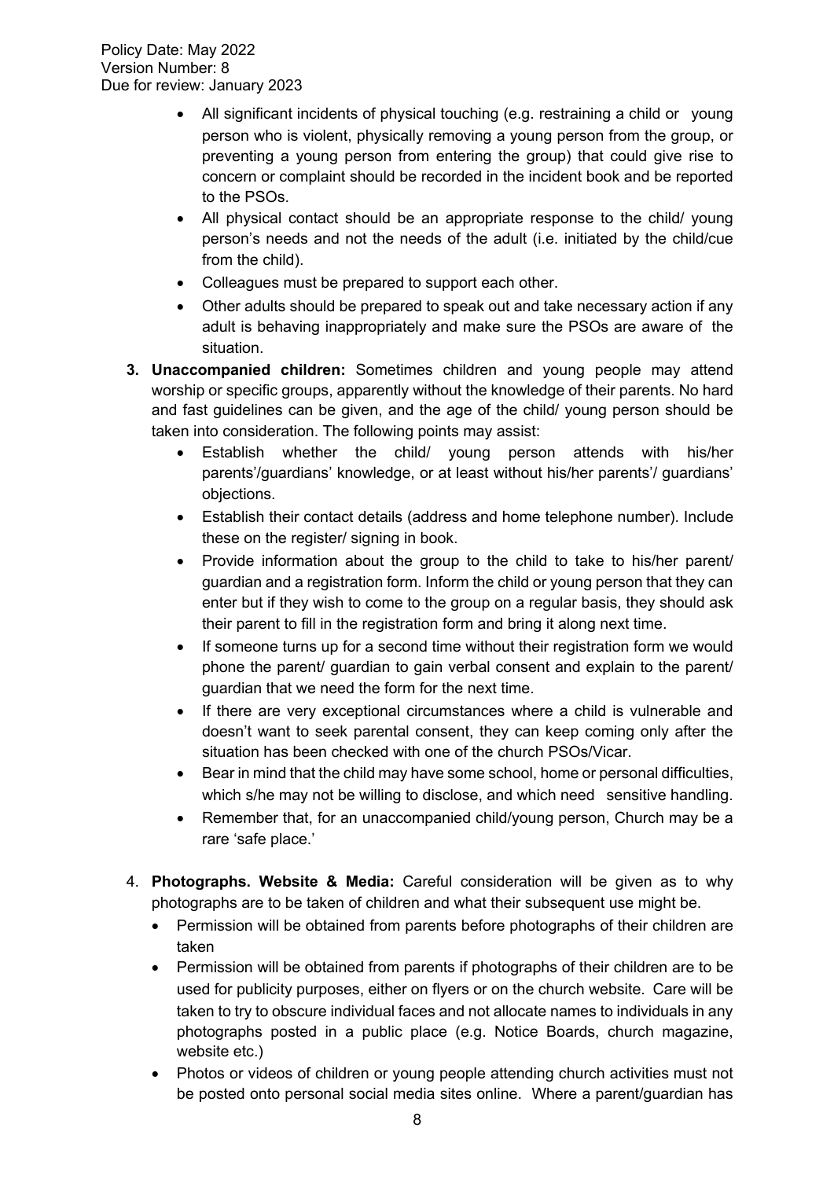- All significant incidents of physical touching (e.g. restraining a child or young person who is violent, physically removing a young person from the group, or preventing a young person from entering the group) that could give rise to concern or complaint should be recorded in the incident book and be reported to the PSOs.
- All physical contact should be an appropriate response to the child/ young person's needs and not the needs of the adult (i.e. initiated by the child/cue from the child).
- Colleagues must be prepared to support each other.
- Other adults should be prepared to speak out and take necessary action if any adult is behaving inappropriately and make sure the PSOs are aware of the situation.

3. **Unaccompanied children:** Sometimes children and young people may attend worship or specific groups, apparently without the knowledge of their parents. No hard and fast guidelines can be given, and the age of the child/ young person should be taken into consideration. The following points may assist:
   - Establish whether the child/ young person attends with his/her parents'/guardians' knowledge, or at least without his/her parents'/ guardians' objections.
   - Establish their contact details (address and home telephone number). Include these on the register/ signing in book.
   - Provide information about the group to the child to take to his/her parent/ guardian and a registration form. Inform the child or young person that they can enter but if they wish to come to the group on a regular basis, they should ask their parent to fill in the registration form and bring it along next time.
   - If someone turns up for a second time without their registration form we would phone the parent/ guardian to gain verbal consent and explain to the parent/ guardian that we need the form for the next time.
   - If there are very exceptional circumstances where a child is vulnerable and doesn't want to seek parental consent, they can keep coming only after the situation has been checked with one of the church PSOs/Vicar.
   - Bear in mind that the child may have some school, home or personal difficulties, which s/he may not be willing to disclose, and which need sensitive handling.
   - Remember that, for an unaccompanied child/young person, Church may be a rare 'safe place.'

4. **Photographs. Website & Media:** Careful consideration will be given as to why photographs are to be taken of children and what their subsequent use might be.
   - Permission will be obtained from parents before photographs of their children are taken
   - Permission will be obtained from parents if photographs of their children are to be used for publicity purposes, either on flyers or on the church website. Care will be taken to try to obscure individual faces and not allocate names to individuals in any photographs posted in a public place (e.g. Notice Boards, church magazine, website etc.)
   - Photos or videos of children or young people attending church activities must not be posted onto personal social media sites online. Where a parent/guardian has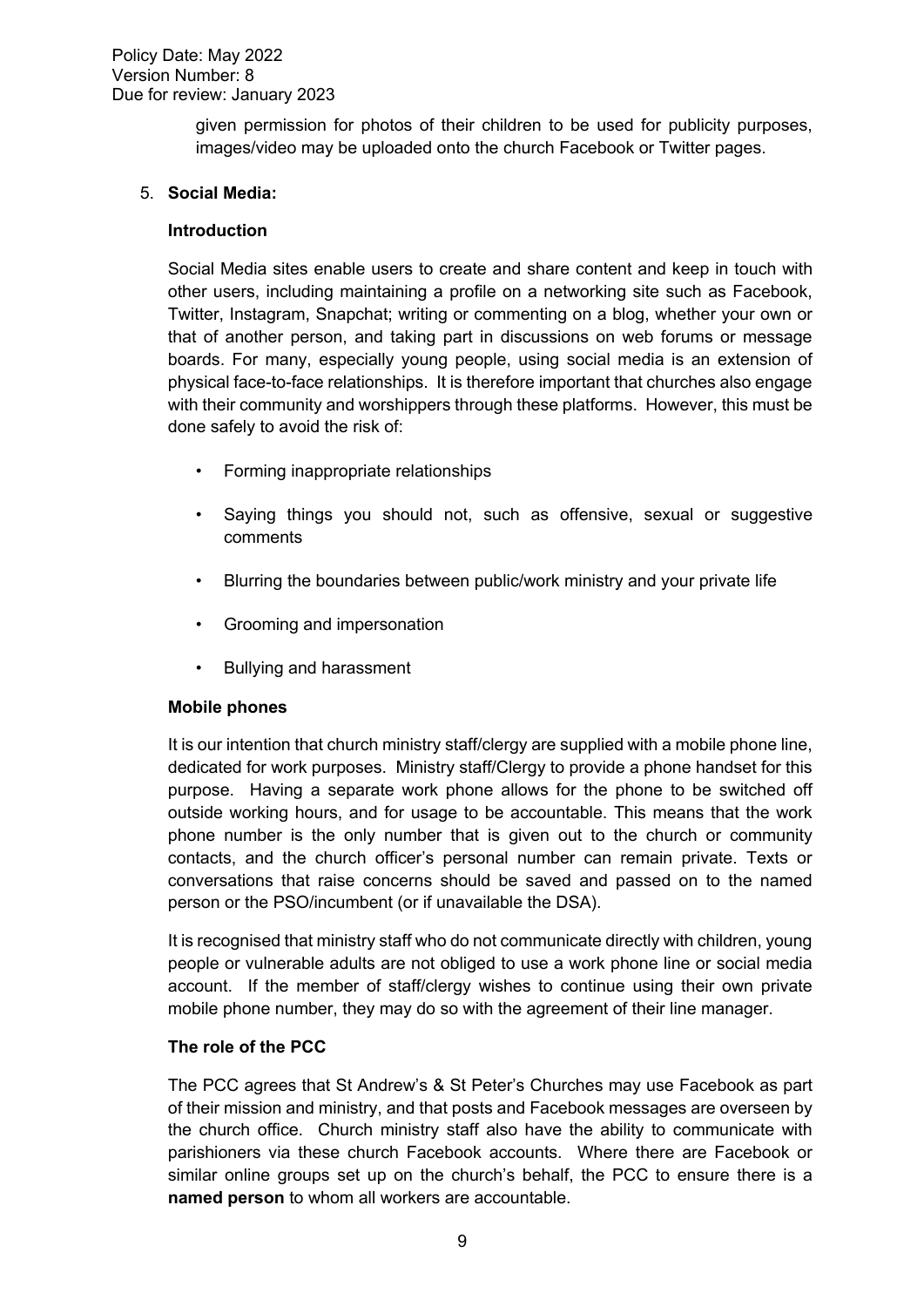given permission for photos of their children to be used for publicity purposes, images/video may be uploaded onto the church Facebook or Twitter pages.

5. **Social Media:**

**Introduction**

Social Media sites enable users to create and share content and keep in touch with other users, including maintaining a profile on a networking site such as Facebook, Twitter, Instagram, Snapchat; writing or commenting on a blog, whether your own or that of another person, and taking part in discussions on web forums or message boards. For many, especially young people, using social media is an extension of physical face-to-face relationships. It is therefore important that churches also engage with their community and worshippers through these platforms. However, this must be done safely to avoid the risk of:

- Forming inappropriate relationships
- Saying things you should not, such as offensive, sexual or suggestive comments
- Blurring the boundaries between public/work ministry and your private life
- Grooming and impersonation
- Bullying and harassment

**Mobile phones**

It is our intention that church ministry staff/clergy are supplied with a mobile phone line, dedicated for work purposes. Ministry staff/Clergy to provide a phone handset for this purpose. Having a separate work phone allows for the phone to be switched off outside working hours, and for usage to be accountable. This means that the work phone number is the only number that is given out to the church or community contacts, and the church officer's personal number can remain private. Texts or conversations that raise concerns should be saved and passed on to the named person or the PSO/incumbent (or if unavailable the DSA).

It is recognised that ministry staff who do not communicate directly with children, young people or vulnerable adults are not obliged to use a work phone line or social media account. If the member of staff/clergy wishes to continue using their own private mobile phone number, they may do so with the agreement of their line manager.

**The role of the PCC**

The PCC agrees that St Andrew's & St Peter's Churches may use Facebook as part of their mission and ministry, and that posts and Facebook messages are overseen by the church office. Church ministry staff also have the ability to communicate with parishioners via these church Facebook accounts. Where there are Facebook or similar online groups set up on the church's behalf, the PCC to ensure there is a **named person** to whom all workers are accountable.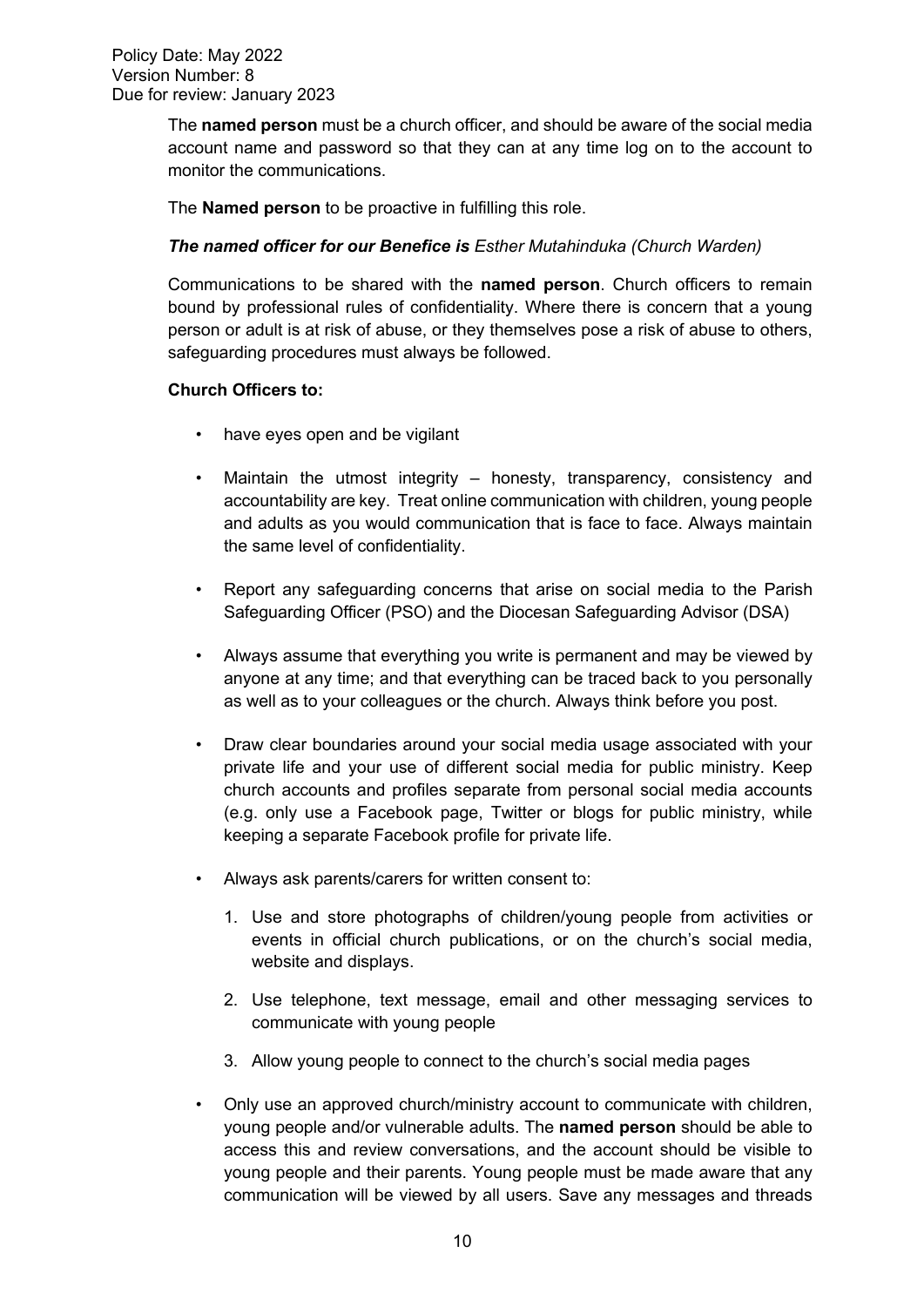The **named person** must be a church officer, and should be aware of the social media account name and password so that they can at any time log on to the account to monitor the communications.

The **Named person** to be proactive in fulfilling this role.

***The named officer for our Benefice is** Esther Mutahinduka (Church Warden)*

Communications to be shared with the **named person**. Church officers to remain bound by professional rules of confidentiality. Where there is concern that a young person or adult is at risk of abuse, or they themselves pose a risk of abuse to others, safeguarding procedures must always be followed.

**Church Officers to:**

- have eyes open and be vigilant
- Maintain the utmost integrity – honesty, transparency, consistency and accountability are key. Treat online communication with children, young people and adults as you would communication that is face to face. Always maintain the same level of confidentiality.
- Report any safeguarding concerns that arise on social media to the Parish Safeguarding Officer (PSO) and the Diocesan Safeguarding Advisor (DSA)
- Always assume that everything you write is permanent and may be viewed by anyone at any time; and that everything can be traced back to you personally as well as to your colleagues or the church. Always think before you post.
- Draw clear boundaries around your social media usage associated with your private life and your use of different social media for public ministry. Keep church accounts and profiles separate from personal social media accounts (e.g. only use a Facebook page, Twitter or blogs for public ministry, while keeping a separate Facebook profile for private life.
- Always ask parents/carers for written consent to:
  1. Use and store photographs of children/young people from activities or events in official church publications, or on the church's social media, website and displays.
  2. Use telephone, text message, email and other messaging services to communicate with young people
  3. Allow young people to connect to the church's social media pages
- Only use an approved church/ministry account to communicate with children, young people and/or vulnerable adults. The **named person** should be able to access this and review conversations, and the account should be visible to young people and their parents. Young people must be made aware that any communication will be viewed by all users. Save any messages and threads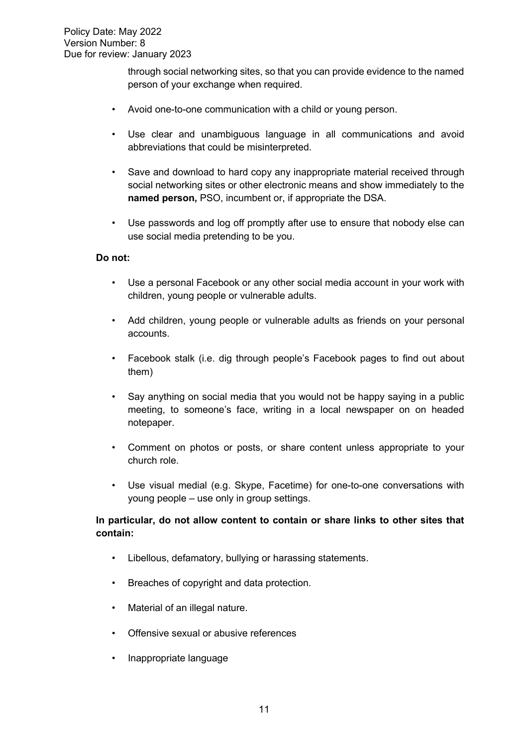through social networking sites, so that you can provide evidence to the named person of your exchange when required.

- Avoid one-to-one communication with a child or young person.
- Use clear and unambiguous language in all communications and avoid abbreviations that could be misinterpreted.
- Save and download to hard copy any inappropriate material received through social networking sites or other electronic means and show immediately to the **named person,** PSO, incumbent or, if appropriate the DSA.
- Use passwords and log off promptly after use to ensure that nobody else can use social media pretending to be you.

**Do not:**

- Use a personal Facebook or any other social media account in your work with children, young people or vulnerable adults.
- Add children, young people or vulnerable adults as friends on your personal accounts.
- Facebook stalk (i.e. dig through people's Facebook pages to find out about them)
- Say anything on social media that you would not be happy saying in a public meeting, to someone's face, writing in a local newspaper on on headed notepaper.
- Comment on photos or posts, or share content unless appropriate to your church role.
- Use visual medial (e.g. Skype, Facetime) for one-to-one conversations with young people – use only in group settings.

**In particular, do not allow content to contain or share links to other sites that contain:**

- Libellous, defamatory, bullying or harassing statements.
- Breaches of copyright and data protection.
- Material of an illegal nature.
- Offensive sexual or abusive references
- Inappropriate language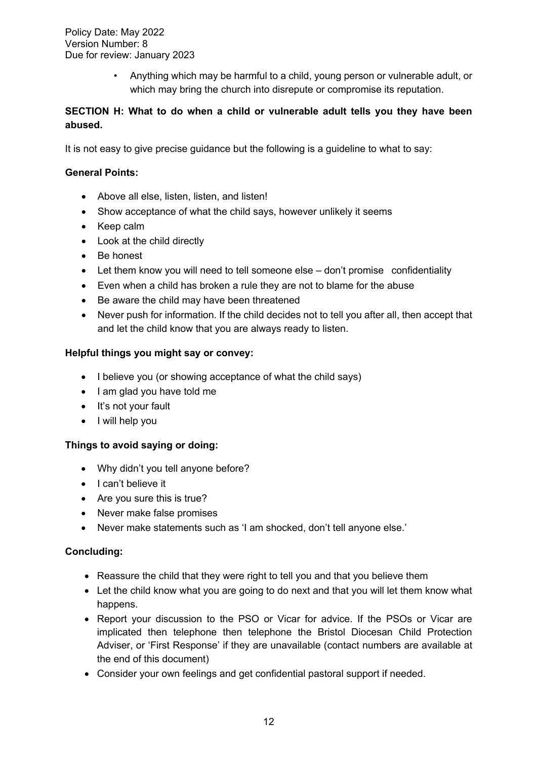- Anything which may be harmful to a child, young person or vulnerable adult, or which may bring the church into disrepute or compromise its reputation.

**SECTION H: What to do when a child or vulnerable adult tells you they have been abused.**

It is not easy to give precise guidance but the following is a guideline to what to say:

**General Points:**

- Above all else, listen, listen, and listen!
- Show acceptance of what the child says, however unlikely it seems
- Keep calm
- Look at the child directly
- Be honest
- Let them know you will need to tell someone else – don't promise confidentiality
- Even when a child has broken a rule they are not to blame for the abuse
- Be aware the child may have been threatened
- Never push for information. If the child decides not to tell you after all, then accept that and let the child know that you are always ready to listen.

**Helpful things you might say or convey:**

- I believe you (or showing acceptance of what the child says)
- I am glad you have told me
- It's not your fault
- I will help you

**Things to avoid saying or doing:**

- Why didn't you tell anyone before?
- I can't believe it
- Are you sure this is true?
- Never make false promises
- Never make statements such as 'I am shocked, don't tell anyone else.'

**Concluding:**

- Reassure the child that they were right to tell you and that you believe them
- Let the child know what you are going to do next and that you will let them know what happens.
- Report your discussion to the PSO or Vicar for advice. If the PSOs or Vicar are implicated then telephone then telephone the Bristol Diocesan Child Protection Adviser, or 'First Response' if they are unavailable (contact numbers are available at the end of this document)
- Consider your own feelings and get confidential pastoral support if needed.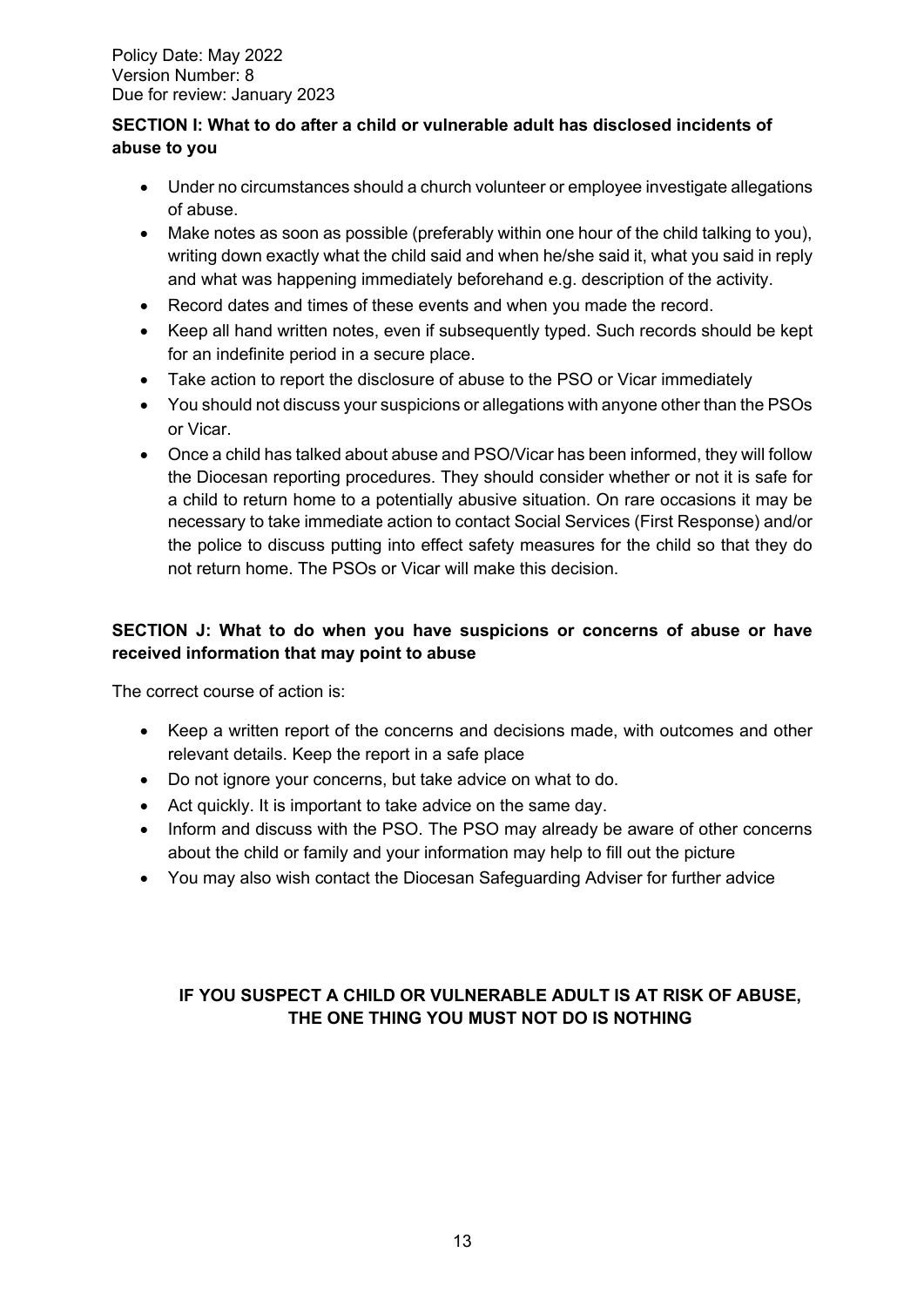## SECTION I: What to do after a child or vulnerable adult has disclosed incidents of abuse to you

- Under no circumstances should a church volunteer or employee investigate allegations of abuse.
- Make notes as soon as possible (preferably within one hour of the child talking to you), writing down exactly what the child said and when he/she said it, what you said in reply and what was happening immediately beforehand e.g. description of the activity.
- Record dates and times of these events and when you made the record.
- Keep all hand written notes, even if subsequently typed. Such records should be kept for an indefinite period in a secure place.
- Take action to report the disclosure of abuse to the PSO or Vicar immediately
- You should not discuss your suspicions or allegations with anyone other than the PSOs or Vicar.
- Once a child has talked about abuse and PSO/Vicar has been informed, they will follow the Diocesan reporting procedures. They should consider whether or not it is safe for a child to return home to a potentially abusive situation. On rare occasions it may be necessary to take immediate action to contact Social Services (First Response) and/or the police to discuss putting into effect safety measures for the child so that they do not return home. The PSOs or Vicar will make this decision.

## SECTION J: What to do when you have suspicions or concerns of abuse or have received information that may point to abuse

The correct course of action is:

- Keep a written report of the concerns and decisions made, with outcomes and other relevant details. Keep the report in a safe place
- Do not ignore your concerns, but take advice on what to do.
- Act quickly. It is important to take advice on the same day.
- Inform and discuss with the PSO. The PSO may already be aware of other concerns about the child or family and your information may help to fill out the picture
- You may also wish contact the Diocesan Safeguarding Adviser for further advice

**IF YOU SUSPECT A CHILD OR VULNERABLE ADULT IS AT RISK OF ABUSE, THE ONE THING YOU MUST NOT DO IS NOTHING**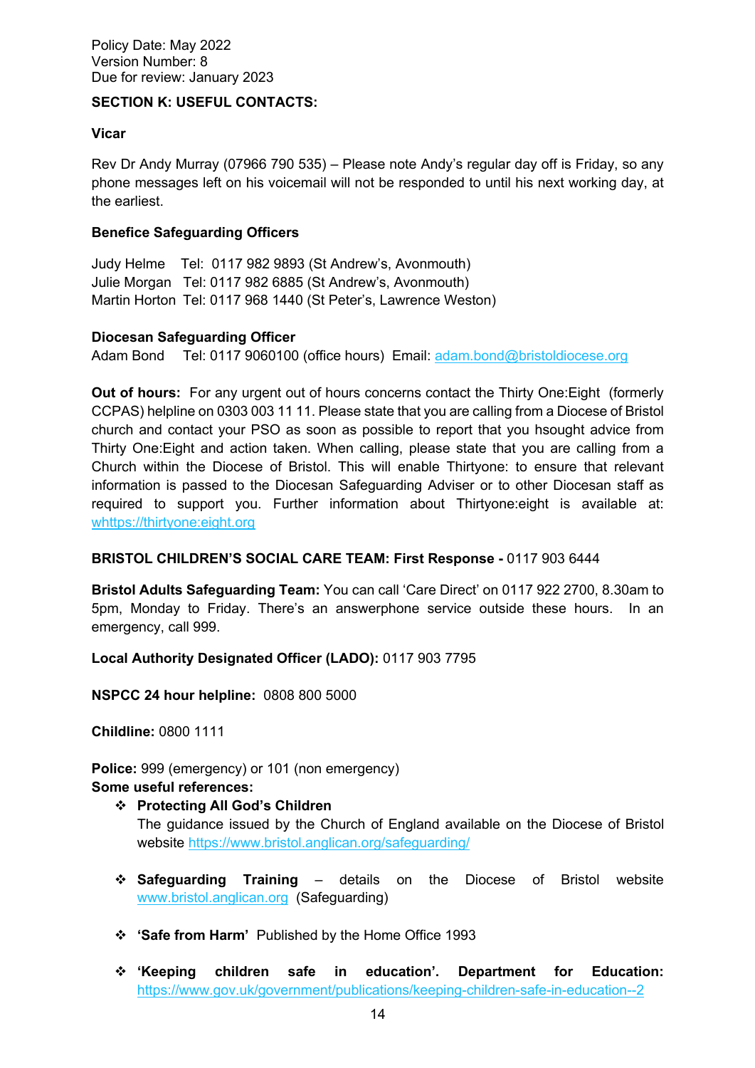Policy Date: May 2022
Version Number: 8
Due for review: January 2023

**SECTION K: USEFUL CONTACTS:**

**Vicar**

Rev Dr Andy Murray (07966 790 535) – Please note Andy's regular day off is Friday, so any phone messages left on his voicemail will not be responded to until his next working day, at the earliest.

**Benefice Safeguarding Officers**

Judy Helme  Tel: 0117 982 9893 (St Andrew's, Avonmouth)
Julie Morgan  Tel: 0117 982 6885 (St Andrew's, Avonmouth)
Martin Horton  Tel: 0117 968 1440 (St Peter's, Lawrence Weston)

**Diocesan Safeguarding Officer**
Adam Bond  Tel: 0117 9060100 (office hours)  Email: adam.bond@bristoldiocese.org

**Out of hours:** For any urgent out of hours concerns contact the Thirty One:Eight (formerly CCPAS) helpline on 0303 003 11 11. Please state that you are calling from a Diocese of Bristol church and contact your PSO as soon as possible to report that you hsought advice from Thirty One:Eight and action taken. When calling, please state that you are calling from a Church within the Diocese of Bristol. This will enable Thirtyone: to ensure that relevant information is passed to the Diocesan Safeguarding Adviser or to other Diocesan staff as required to support you. Further information about Thirtyone:eight is available at: whttps://thirtyone:eight.org

**BRISTOL CHILDREN'S SOCIAL CARE TEAM: First Response -** 0117 903 6444

**Bristol Adults Safeguarding Team:** You can call 'Care Direct' on 0117 922 2700, 8.30am to 5pm, Monday to Friday. There's an answerphone service outside these hours. In an emergency, call 999.

**Local Authority Designated Officer (LADO):** 0117 903 7795

**NSPCC 24 hour helpline:** 0808 800 5000

**Childline:** 0800 1111

**Police:** 999 (emergency) or 101 (non emergency)

**Some useful references:**

- **Protecting All God's Children**
  The guidance issued by the Church of England available on the Diocese of Bristol website https://www.bristol.anglican.org/safeguarding/

- **Safeguarding Training** – details on the Diocese of Bristol website www.bristol.anglican.org (Safeguarding)

- **'Safe from Harm'** Published by the Home Office 1993

- **'Keeping children safe in education'. Department for Education:** https://www.gov.uk/government/publications/keeping-children-safe-in-education--2